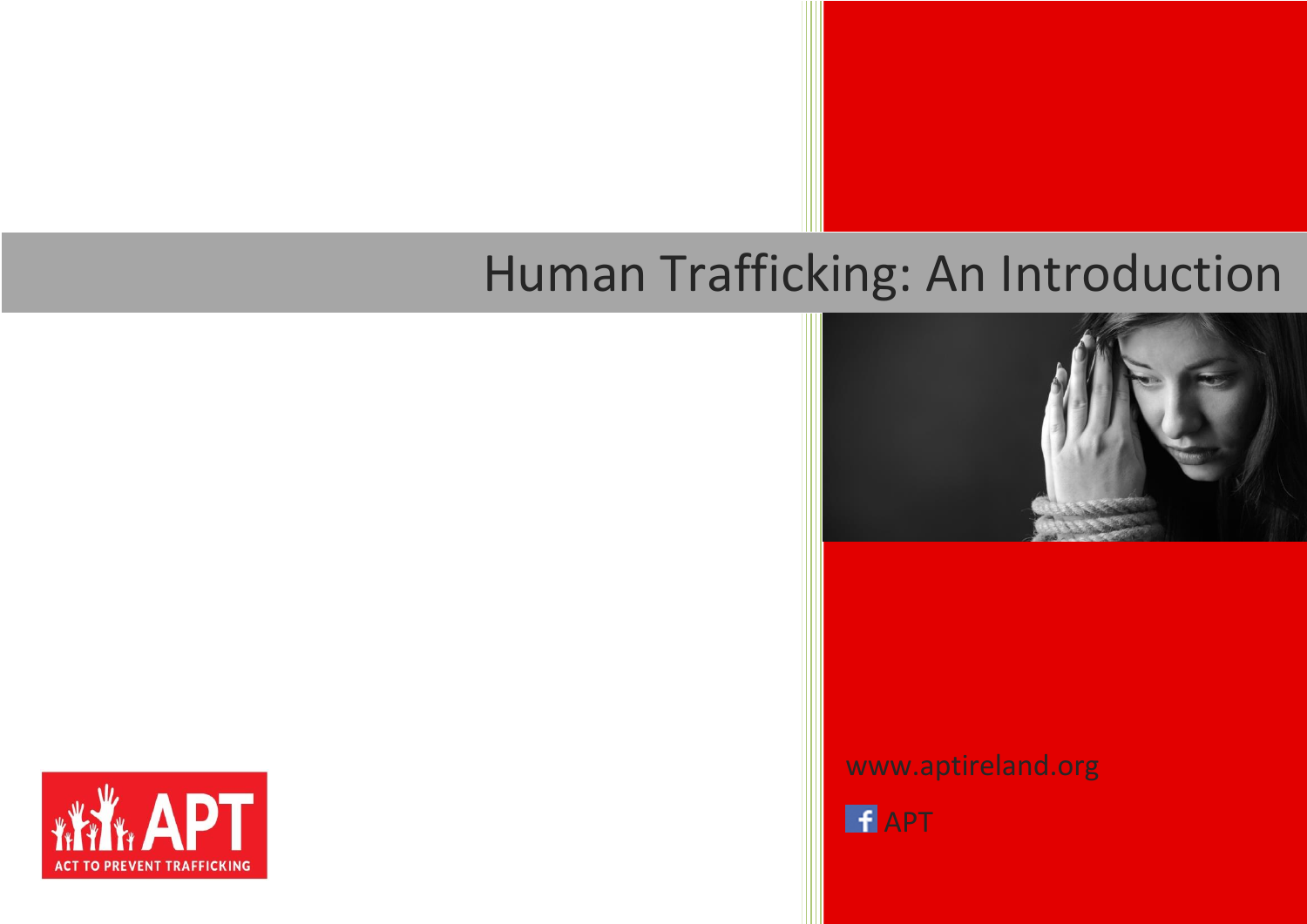# Human Trafficking: An Introduction

www.aptireland.org

APT

APT
ACT TO PREVENT TRAFFICKING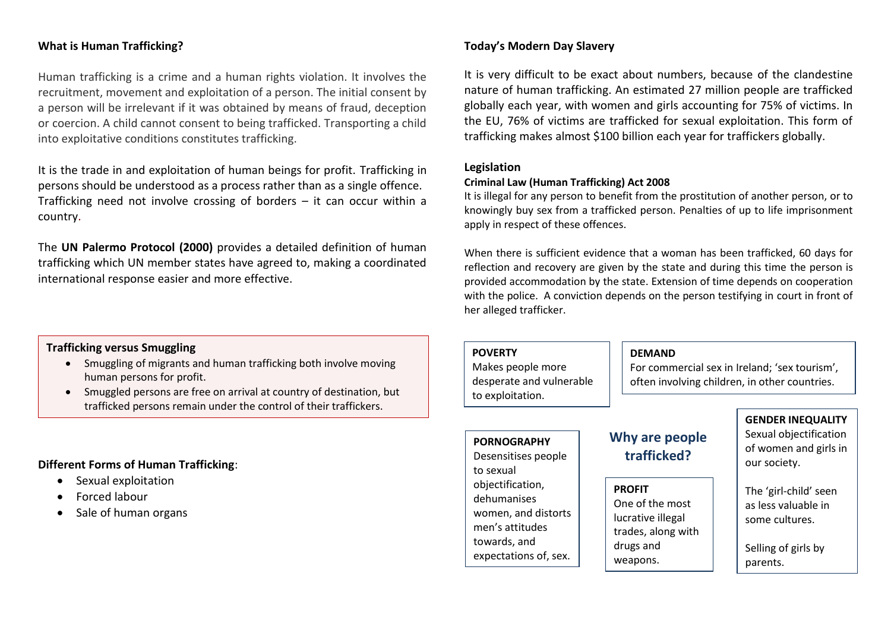## What is Human Trafficking?

Human trafficking is a crime and a human rights violation. It involves the recruitment, movement and exploitation of a person. The initial consent by a person will be irrelevant if it was obtained by means of fraud, deception or coercion. A child cannot consent to being trafficked. Transporting a child into exploitative conditions constitutes trafficking.

It is the trade in and exploitation of human beings for profit. Trafficking in persons should be understood as a process rather than as a single offence. Trafficking need not involve crossing of borders – it can occur within a country.

The **UN Palermo Protocol (2000)** provides a detailed definition of human trafficking which UN member states have agreed to, making a coordinated international response easier and more effective.

**Trafficking versus Smuggling**

- Smuggling of migrants and human trafficking both involve moving human persons for profit.
- Smuggled persons are free on arrival at country of destination, but trafficked persons remain under the control of their traffickers.

**Different Forms of Human Trafficking**:

- Sexual exploitation
- Forced labour
- Sale of human organs

## Today's Modern Day Slavery

It is very difficult to be exact about numbers, because of the clandestine nature of human trafficking. An estimated 27 million people are trafficked globally each year, with women and girls accounting for 75% of victims. In the EU, 76% of victims are trafficked for sexual exploitation. This form of trafficking makes almost $100 billion each year for traffickers globally.

## Legislation

### Criminal Law (Human Trafficking) Act 2008

It is illegal for any person to benefit from the prostitution of another person, or to knowingly buy sex from a trafficked person. Penalties of up to life imprisonment apply in respect of these offences.

When there is sufficient evidence that a woman has been trafficked, 60 days for reflection and recovery are given by the state and during this time the person is provided accommodation by the state. Extension of time depends on cooperation with the police. A conviction depends on the person testifying in court in front of her alleged trafficker.

## Why are people trafficked?

**POVERTY**
Makes people more desperate and vulnerable to exploitation.

**DEMAND**
For commercial sex in Ireland; 'sex tourism', often involving children, in other countries.

**PORNOGRAPHY**
Desensitises people to sexual objectification, dehumanises women, and distorts men's attitudes towards, and expectations of, sex.

**PROFIT**
One of the most lucrative illegal trades, along with drugs and weapons.

**GENDER INEQUALITY**
Sexual objectification of women and girls in our society.

The 'girl-child' seen as less valuable in some cultures.

Selling of girls by parents.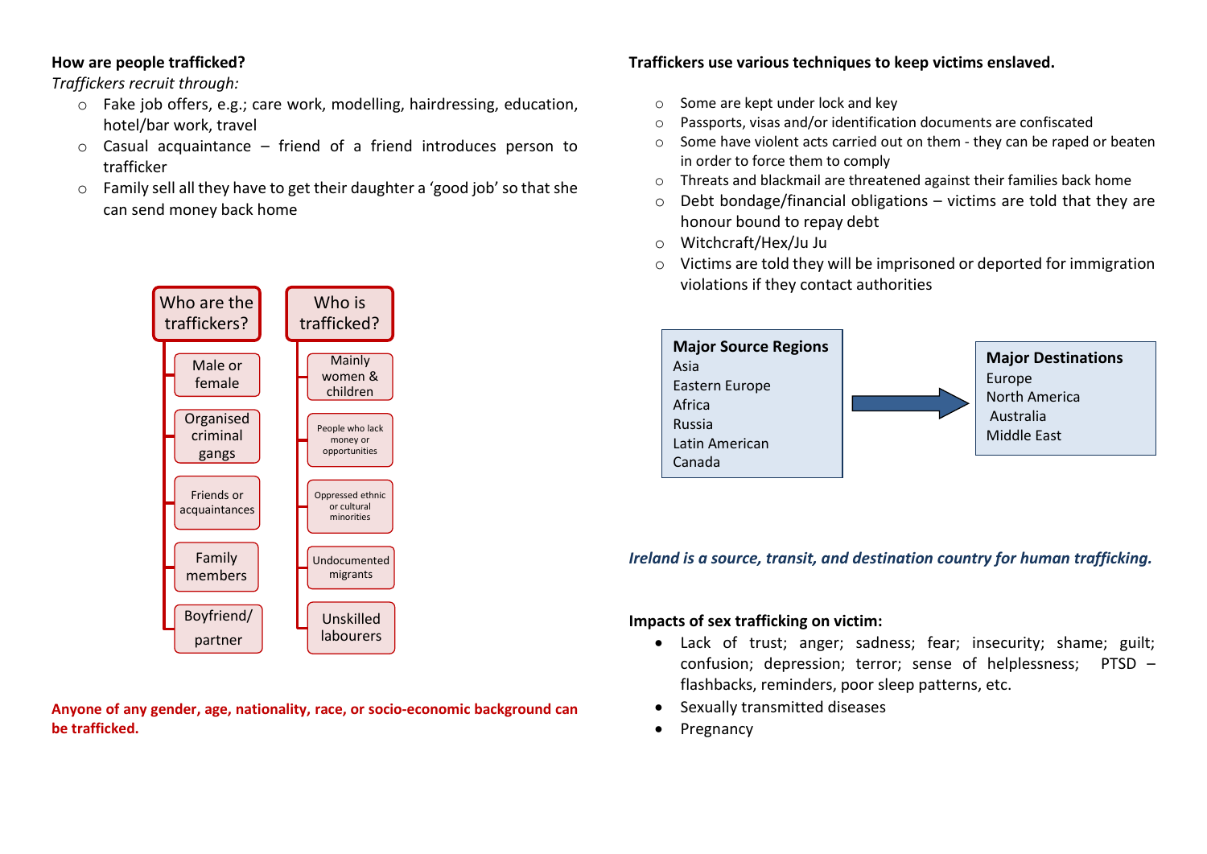**How are people trafficked?**

*Traffickers recruit through:*

- Fake job offers, e.g.; care work, modelling, hairdressing, education, hotel/bar work, travel
- Casual acquaintance – friend of a friend introduces person to trafficker
- Family sell all they have to get their daughter a 'good job' so that she can send money back home

**Who are the traffickers?**

- Male or female
- Organised criminal gangs
- Friends or acquaintances
- Family members
- Boyfriend/ partner

**Who is trafficked?**

- Mainly women & children
- People who lack money or opportunities
- Oppressed ethnic or cultural minorities
- Undocumented migrants
- Unskilled labourers

**Anyone of any gender, age, nationality, race, or socio-economic background can be trafficked.**

**Traffickers use various techniques to keep victims enslaved.**

- Some are kept under lock and key
- Passports, visas and/or identification documents are confiscated
- Some have violent acts carried out on them - they can be raped or beaten in order to force them to comply
- Threats and blackmail are threatened against their families back home
- Debt bondage/financial obligations – victims are told that they are honour bound to repay debt
- Witchcraft/Hex/Ju Ju
- Victims are told they will be imprisoned or deported for immigration violations if they contact authorities

| Major Source Regions | → | Major Destinations |
|---|---|---|
| Asia<br>Eastern Europe<br>Africa<br>Russia<br>Latin American<br>Canada | | Europe<br>North America<br>Australia<br>Middle East |

***Ireland is a source, transit, and destination country for human trafficking.***

**Impacts of sex trafficking on victim:**

- Lack of trust; anger; sadness; fear; insecurity; shame; guilt; confusion; depression; terror; sense of helplessness; PTSD – flashbacks, reminders, poor sleep patterns, etc.
- Sexually transmitted diseases
- Pregnancy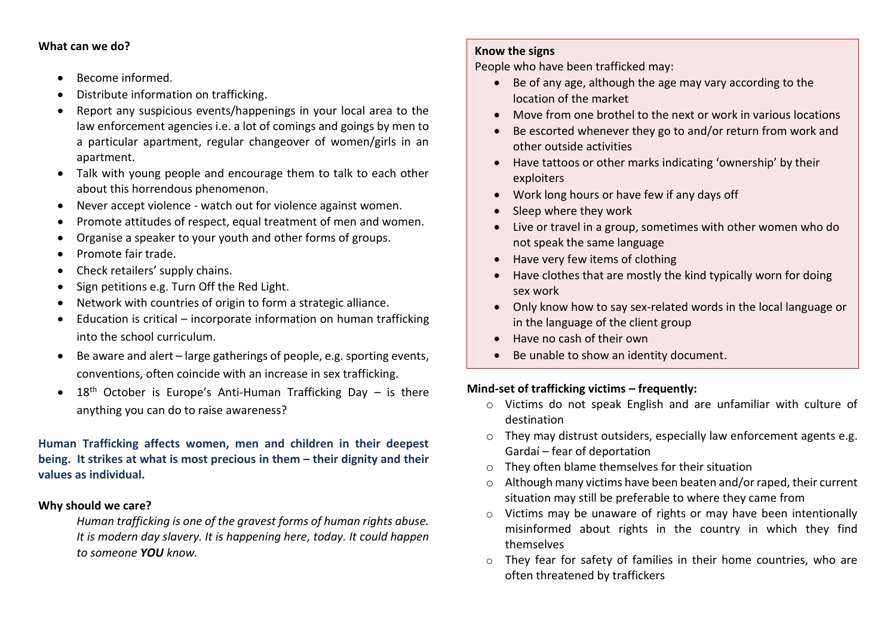**What can we do?**

- Become informed.
- Distribute information on trafficking.
- Report any suspicious events/happenings in your local area to the law enforcement agencies i.e. a lot of comings and goings by men to a particular apartment, regular changeover of women/girls in an apartment.
- Talk with young people and encourage them to talk to each other about this horrendous phenomenon.
- Never accept violence - watch out for violence against women.
- Promote attitudes of respect, equal treatment of men and women.
- Organise a speaker to your youth and other forms of groups.
- Promote fair trade.
- Check retailers' supply chains.
- Sign petitions e.g. Turn Off the Red Light.
- Network with countries of origin to form a strategic alliance.
- Education is critical – incorporate information on human trafficking into the school curriculum.
- Be aware and alert – large gatherings of people, e.g. sporting events, conventions, often coincide with an increase in sex trafficking.
- 18th October is Europe's Anti-Human Trafficking Day – is there anything you can do to raise awareness?

**Human Trafficking affects women, men and children in their deepest being. It strikes at what is most precious in them – their dignity and their values as individual.**

**Why should we care?**

*Human trafficking is one of the gravest forms of human rights abuse. It is modern day slavery. It is happening here, today. It could happen to someone* ***YOU*** *know.*

**Know the signs**

People who have been trafficked may:

- Be of any age, although the age may vary according to the location of the market
- Move from one brothel to the next or work in various locations
- Be escorted whenever they go to and/or return from work and other outside activities
- Have tattoos or other marks indicating 'ownership' by their exploiters
- Work long hours or have few if any days off
- Sleep where they work
- Live or travel in a group, sometimes with other women who do not speak the same language
- Have very few items of clothing
- Have clothes that are mostly the kind typically worn for doing sex work
- Only know how to say sex-related words in the local language or in the language of the client group
- Have no cash of their own
- Be unable to show an identity document.

**Mind-set of trafficking victims – frequently:**

- Victims do not speak English and are unfamiliar with culture of destination
- They may distrust outsiders, especially law enforcement agents e.g. Gardaí – fear of deportation
- They often blame themselves for their situation
- Although many victims have been beaten and/or raped, their current situation may still be preferable to where they came from
- Victims may be unaware of rights or may have been intentionally misinformed about rights in the country in which they find themselves
- They fear for safety of families in their home countries, who are often threatened by traffickers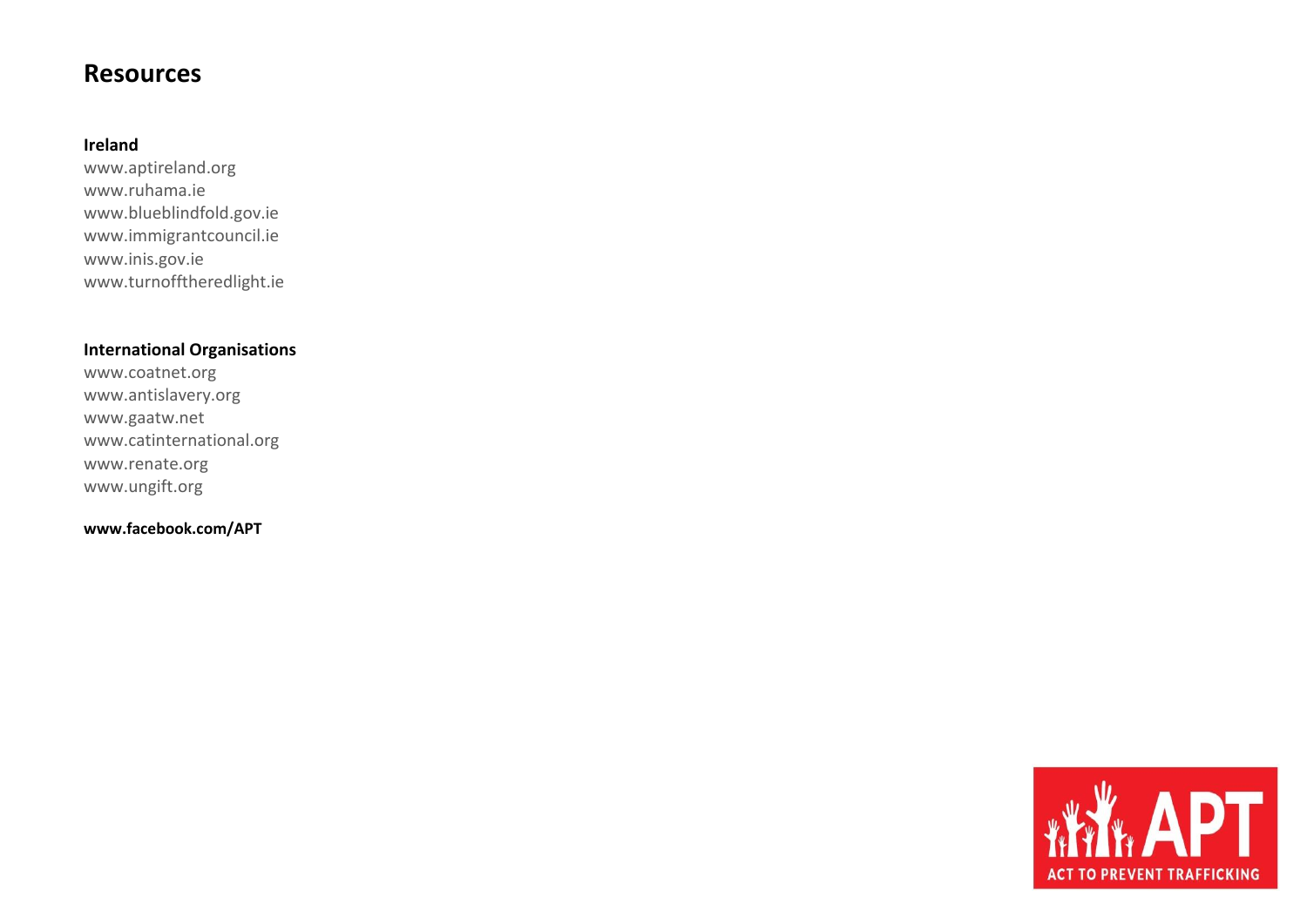# Resources

**Ireland**

www.aptireland.org
www.ruhama.ie
www.blueblindfold.gov.ie
www.immigrantcouncil.ie
www.inis.gov.ie
www.turnofftheredlight.ie

**International Organisations**

www.coatnet.org
www.antislavery.org
www.gaatw.net
www.catinternational.org
www.renate.org
www.ungift.org

**www.facebook.com/APT**

APT
ACT TO PREVENT TRAFFICKING